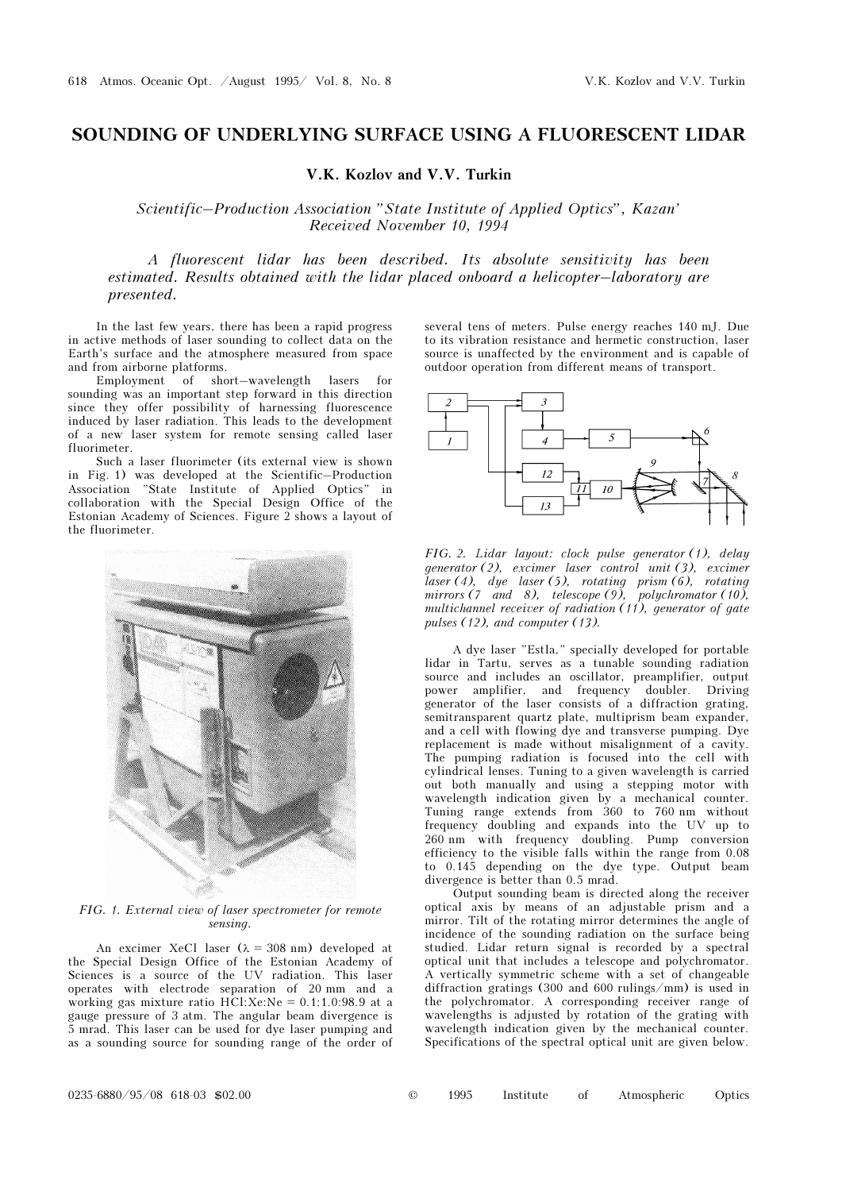# SOUNDING OF UNDERLYING SURFACE USING A FLUORESCENT LIDAR

**V.K. Kozlov and V.V. Turkin**

*Scientific–Production Association "State Institute of Applied Optics", Kazan'*
*Received November 10, 1994*

*A fluorescent lidar has been described. Its absolute sensitivity has been estimated. Results obtained with the lidar placed onboard a helicopter–laboratory are presented.*

In the last few years, there has been a rapid progress in active methods of laser sounding to collect data on the Earth's surface and the atmosphere measured from space and from airborne platforms.

Employment of short–wavelength lasers for sounding was an important step forward in this direction since they offer possibility of harnessing fluorescence induced by laser radiation. This leads to the development of a new laser system for remote sensing called laser fluorimeter.

Such a laser fluorimeter (its external view is shown in Fig. 1) was developed at the Scientific–Production Association "State Institute of Applied Optics" in collaboration with the Special Design Office of the Estonian Academy of Sciences. Figure 2 shows a layout of the fluorimeter.

*FIG. 1. External view of laser spectrometer for remote sensing.*

An excimer XeCl laser ($\lambda = 308$ nm) developed at the Special Design Office of the Estonian Academy of Sciences is a source of the UV radiation. This laser operates with electrode separation of 20 mm and a working gas mixture ratio HCl:Xe:Ne = 0.1:1.0:98.9 at a gauge pressure of 3 atm. The angular beam divergence is 5 mrad. This laser can be used for dye laser pumping and as a sounding source for sounding range of the order of several tens of meters. Pulse energy reaches 140 mJ. Due to its vibration resistance and hermetic construction, laser source is unaffected by the environment and is capable of outdoor operation from different means of transport.

*FIG. 2. Lidar layout: clock pulse generator (1), delay generator (2), excimer laser control unit (3), excimer laser (4), dye laser (5), rotating prism (6), rotating mirrors (7 and 8), telescope (9), polychromator (10), multichannel receiver of radiation (11), generator of gate pulses (12), and computer (13).*

A dye laser "Estla," specially developed for portable lidar in Tartu, serves as a tunable sounding radiation source and includes an oscillator, preamplifier, output power amplifier, and frequency doubler. Driving generator of the laser consists of a diffraction grating, semitransparent quartz plate, multiprism beam expander, and a cell with flowing dye and transverse pumping. Dye replacement is made without misalignment of a cavity. The pumping radiation is focused into the cell with cylindrical lenses. Tuning to a given wavelength is carried out both manually and using a stepping motor with wavelength indication given by a mechanical counter. Tuning range extends from 360 to 760 nm without frequency doubling and expands into the UV up to 260 nm with frequency doubling. Pump conversion efficiency to the visible falls within the range from 0.08 to 0.145 depending on the dye type. Output beam divergence is better than 0.5 mrad.

Output sounding beam is directed along the receiver optical axis by means of an adjustable prism and a mirror. Tilt of the rotating mirror determines the angle of incidence of the sounding radiation on the surface being studied. Lidar return signal is recorded by a spectral optical unit that includes a telescope and polychromator. A vertically symmetric scheme with a set of changeable diffraction gratings (300 and 600 rulings/mm) is used in the polychromator. A corresponding receiver range of wavelengths is adjusted by rotation of the grating with wavelength indication given by the mechanical counter. Specifications of the spectral optical unit are given below.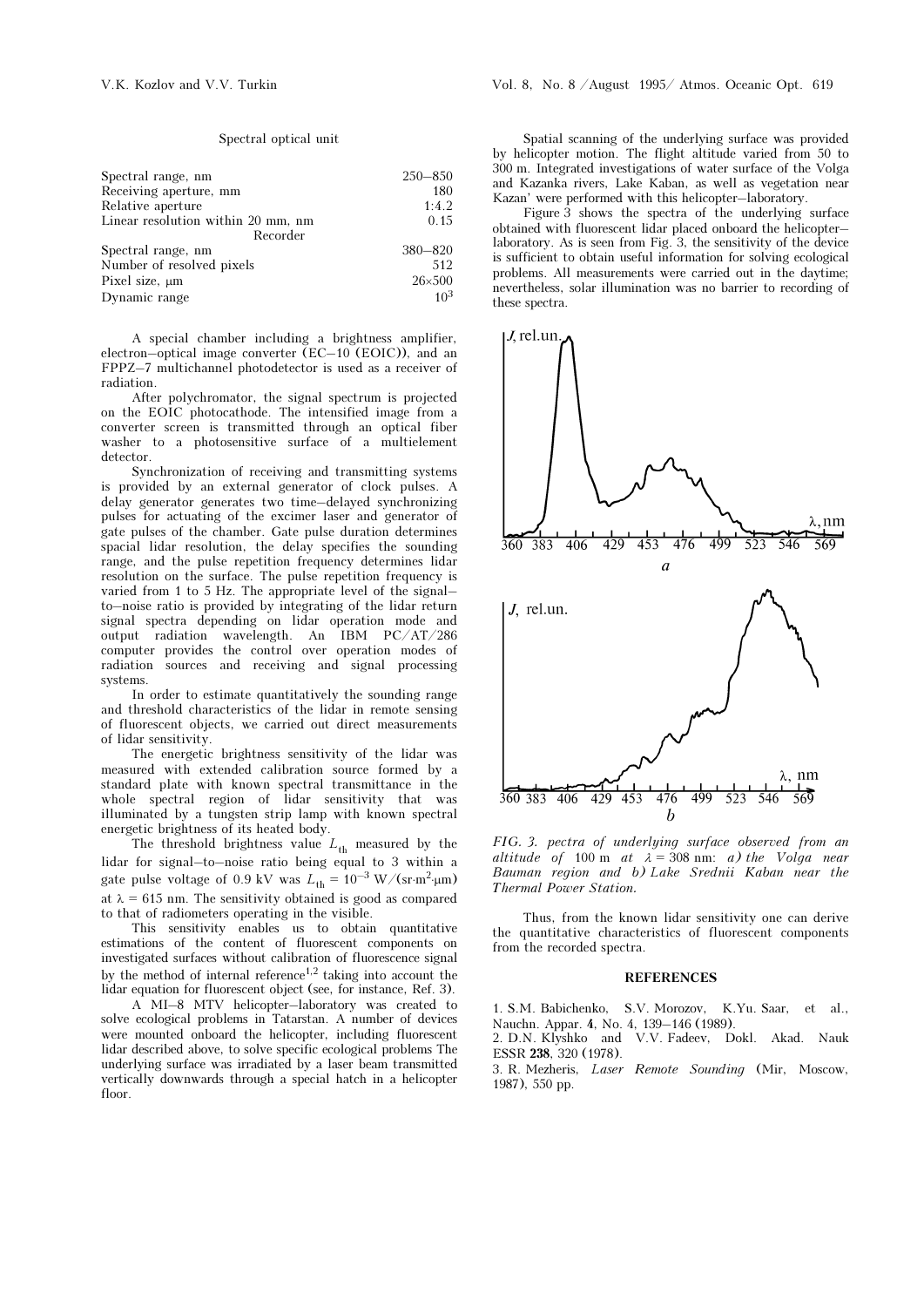Spectral optical unit

| | |
|---|---|
| Spectral range, nm | 250–850 |
| Receiving aperture, mm | 180 |
| Relative aperture | 1:4.2 |
| Linear resolution within 20 mm, nm | 0.15 |
| Recorder | |
| Spectral range, nm | 380–820 |
| Number of resolved pixels | 512 |
| Pixel size, μm | 26×500 |
| Dynamic range | $10^3$ |

A special chamber including a brightness amplifier, electron–optical image converter (EC–10 (EOIC)), and an FPPZ–7 multichannel photodetector is used as a receiver of radiation.

After polychromator, the signal spectrum is projected on the EOIC photocathode. The intensified image from a converter screen is transmitted through an optical fiber washer to a photosensitive surface of a multielement detector.

Synchronization of receiving and transmitting systems is provided by an external generator of clock pulses. A delay generator generates two time–delayed synchronizing pulses for actuating of the excimer laser and generator of gate pulses of the chamber. Gate pulse duration determines spacial lidar resolution, the delay specifies the sounding range, and the pulse repetition frequency determines lidar resolution on the surface. The pulse repetition frequency is varied from 1 to 5 Hz. The appropriate level of the signal–to–noise ratio is provided by integrating of the lidar return signal spectra depending on lidar operation mode and output radiation wavelength. An IBM PC/AT/286 computer provides the control over operation modes of radiation sources and receiving and signal processing systems.

In order to estimate quantitatively the sounding range and threshold characteristics of the lidar in remote sensing of fluorescent objects, we carried out direct measurements of lidar sensitivity.

The energetic brightness sensitivity of the lidar was measured with extended calibration source formed by a standard plate with known spectral transmittance in the whole spectral region of lidar sensitivity that was illuminated by a tungsten strip lamp with known spectral energetic brightness of its heated body.

The threshold brightness value $L_{th}$ measured by the lidar for signal–to–noise ratio being equal to 3 within a gate pulse voltage of 0.9 kV was $L_{th} = 10^{-3}$ W/(sr·m$^2$·μm) at $\lambda$ = 615 nm. The sensitivity obtained is good as compared to that of radiometers operating in the visible.

This sensitivity enables us to obtain quantitative estimations of the content of fluorescent components on investigated surfaces without calibration of fluorescence signal by the method of internal reference[1,2] taking into account the lidar equation for fluorescent object (see, for instance, Ref. 3).

A MI–8 MTV helicopter–laboratory was created to solve ecological problems in Tatarstan. A number of devices were mounted onboard the helicopter, including fluorescent lidar described above, to solve specific ecological problems The underlying surface was irradiated by a laser beam transmitted vertically downwards through a special hatch in a helicopter floor.

Spatial scanning of the underlying surface was provided by helicopter motion. The flight altitude varied from 50 to 300 m. Integrated investigations of water surface of the Volga and Kazanka rivers, Lake Kaban, as well as vegetation near Kazan' were performed with this helicopter–laboratory.

Figure 3 shows the spectra of the underlying surface obtained with fluorescent lidar placed onboard the helicopter–laboratory. As is seen from Fig. 3, the sensitivity of the device is sufficient to obtain useful information for solving ecological problems. All measurements were carried out in the daytime; nevertheless, solar illumination was no barrier to recording of these spectra.

J, rel.un.
λ, nm
360 383 406 429 453 476 499 523 546 569
a

J, rel.un.
λ, nm
360 383 406 429 453 476 499 523 546 569
b

*FIG. 3. pectra of underlying surface observed from an altitude of 100 m at $\lambda$ = 308 nm: a) the Volga near Bauman region and b) Lake Srednii Kaban near the Thermal Power Station.*

Thus, from the known lidar sensitivity one can derive the quantitative characteristics of fluorescent components from the recorded spectra.

## REFERENCES

1. S.M. Babichenko, S.V. Morozov, K.Yu. Saar, et al., Nauchn. Appar. **4**, No. 4, 139–146 (1989).
2. D.N. Klyshko and V.V. Fadeev, Dokl. Akad. Nauk ESSR **238**, 320 (1978).
3. R. Mezheris, *Laser Remote Sounding* (Mir, Moscow, 1987), 550 pp.